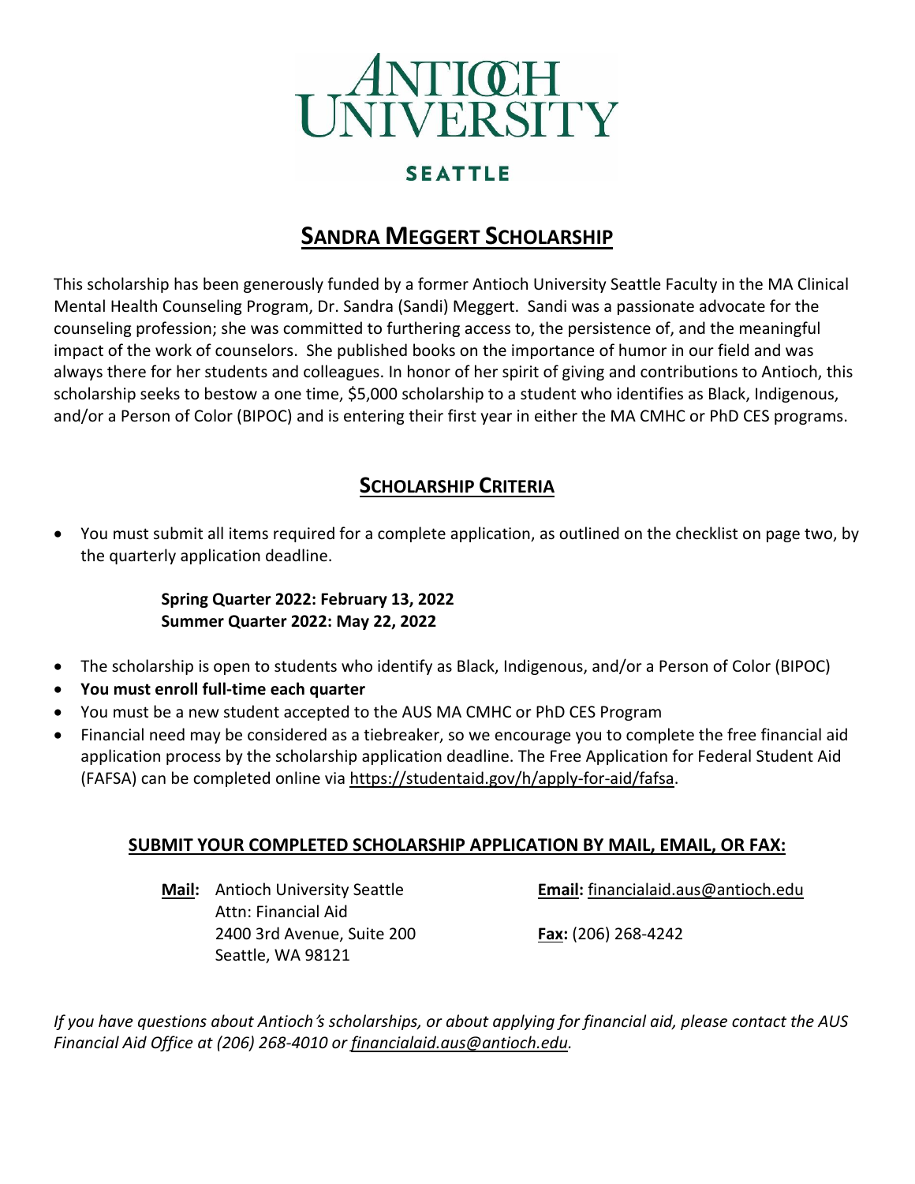# ANTIOCH UNIVERSITY

**SEATTLE**

## SANDRA MEGGERT SCHOLARSHIP

This scholarship has been generously funded by a former Antioch University Seattle Faculty in the MA Clinical Mental Health Counseling Program, Dr. Sandra (Sandi) Meggert. Sandi was a passionate advocate for the counseling profession; she was committed to furthering access to, the persistence of, and the meaningful impact of the work of counselors. She published books on the importance of humor in our field and was always there for her students and colleagues. In honor of her spirit of giving and contributions to Antioch, this scholarship seeks to bestow a one time, $5,000 scholarship to a student who identifies as Black, Indigenous, and/or a Person of Color (BIPOC) and is entering their first year in either the MA CMHC or PhD CES programs.

## SCHOLARSHIP CRITERIA

- You must submit all items required for a complete application, as outlined on the checklist on page two, by the quarterly application deadline.

  **Spring Quarter 2022: February 13, 2022**
  **Summer Quarter 2022: May 22, 2022**

- The scholarship is open to students who identify as Black, Indigenous, and/or a Person of Color (BIPOC)
- **You must enroll full-time each quarter**
- You must be a new student accepted to the AUS MA CMHC or PhD CES Program
- Financial need may be considered as a tiebreaker, so we encourage you to complete the free financial aid application process by the scholarship application deadline. The Free Application for Federal Student Aid (FAFSA) can be completed online via https://studentaid.gov/h/apply-for-aid/fafsa.

### SUBMIT YOUR COMPLETED SCHOLARSHIP APPLICATION BY MAIL, EMAIL, OR FAX:

**Mail:** Antioch University Seattle
Attn: Financial Aid
2400 3rd Avenue, Suite 200
Seattle, WA 98121

**Email:** financialaid.aus@antioch.edu

**Fax:** (206) 268-4242

*If you have questions about Antioch's scholarships, or about applying for financial aid, please contact the AUS Financial Aid Office at (206) 268-4010 or financialaid.aus@antioch.edu.*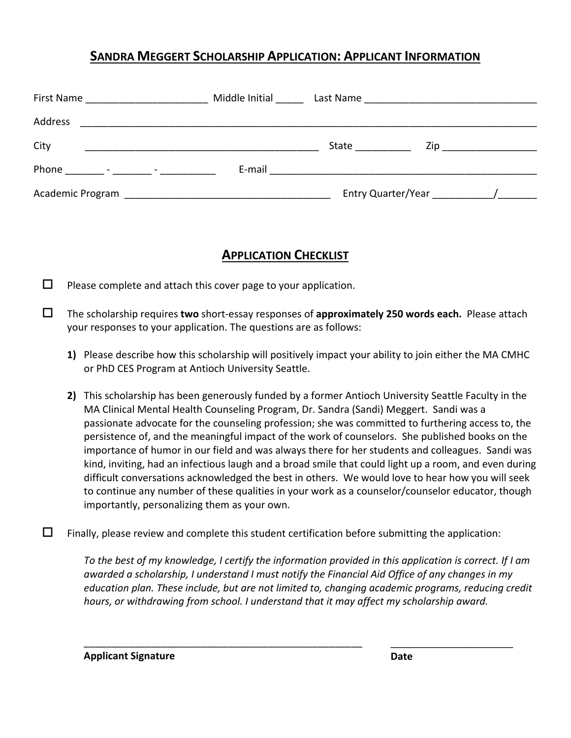## SANDRA MEGGERT SCHOLARSHIP APPLICATION: APPLICANT INFORMATION

First Name ______________________ Middle Initial _____ Last Name _______________________________

Address ___________________________________________________________________________________

City __________________________________________ State __________ Zip _________________

Phone _______ - _______ - __________ E-mail __________________________________________________

Academic Program ____________________________________ Entry Quarter/Year __________/_______

## APPLICATION CHECKLIST

- ☐ Please complete and attach this cover page to your application.
- ☐ The scholarship requires **two** short-essay responses of **approximately 250 words each.** Please attach your responses to your application. The questions are as follows:

  **1)** Please describe how this scholarship will positively impact your ability to join either the MA CMHC or PhD CES Program at Antioch University Seattle.

  **2)** This scholarship has been generously funded by a former Antioch University Seattle Faculty in the MA Clinical Mental Health Counseling Program, Dr. Sandra (Sandi) Meggert. Sandi was a passionate advocate for the counseling profession; she was committed to furthering access to, the persistence of, and the meaningful impact of the work of counselors. She published books on the importance of humor in our field and was always there for her students and colleagues. Sandi was kind, inviting, had an infectious laugh and a broad smile that could light up a room, and even during difficult conversations acknowledged the best in others. We would love to hear how you will seek to continue any number of these qualities in your work as a counselor/counselor educator, though importantly, personalizing them as your own.

- ☐ Finally, please review and complete this student certification before submitting the application:

  *To the best of my knowledge, I certify the information provided in this application is correct. If I am awarded a scholarship, I understand I must notify the Financial Aid Office of any changes in my education plan. These include, but are not limited to, changing academic programs, reducing credit hours, or withdrawing from school. I understand that it may affect my scholarship award.*

______________________________________________________ ______________________

**Applicant Signature** **Date**